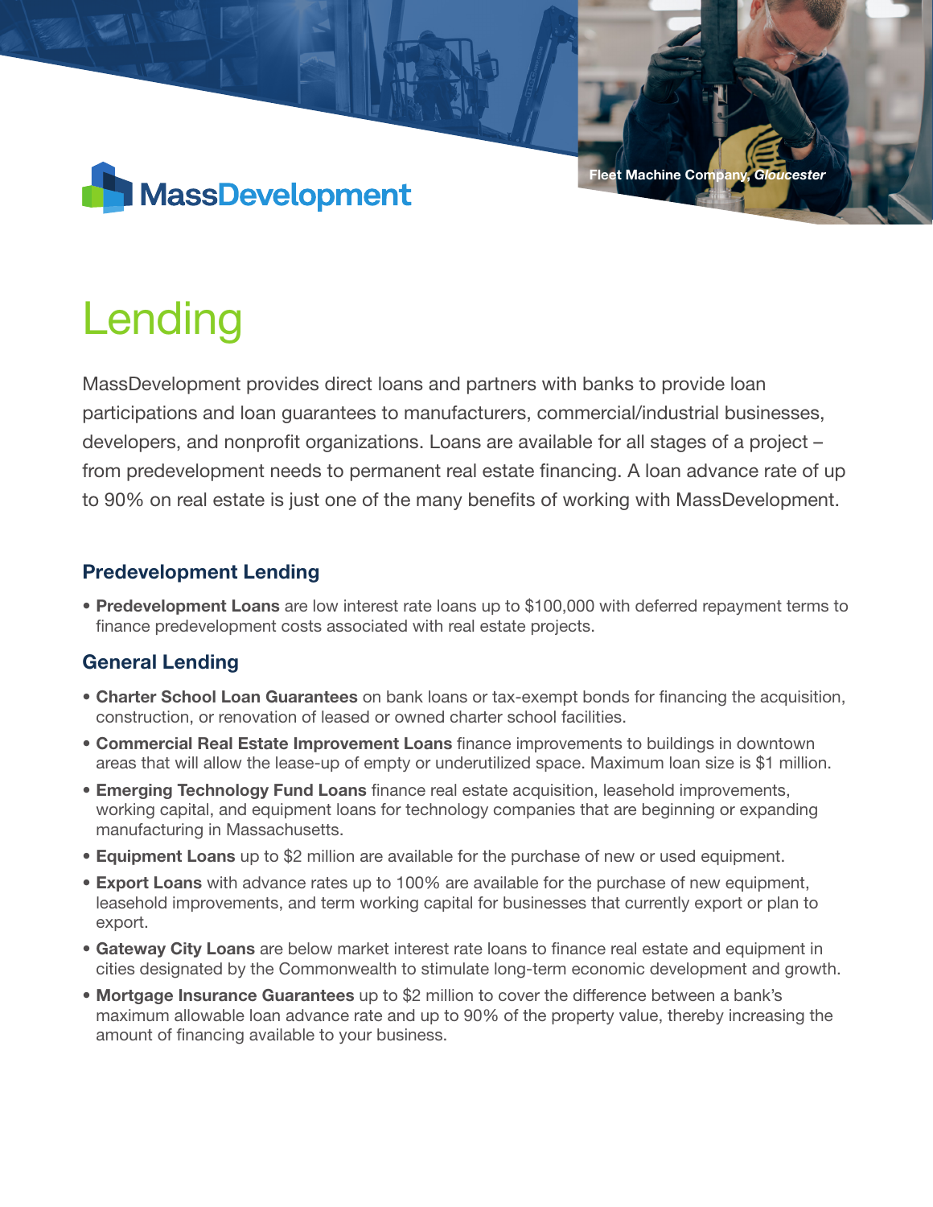Fleet Machine Company, *Gloucester*

MassDevelopment

# Lending

MassDevelopment provides direct loans and partners with banks to provide loan participations and loan guarantees to manufacturers, commercial/industrial businesses, developers, and nonprofit organizations. Loans are available for all stages of a project – from predevelopment needs to permanent real estate financing. A loan advance rate of up to 90% on real estate is just one of the many benefits of working with MassDevelopment.

## Predevelopment Lending

- **Predevelopment Loans** are low interest rate loans up to $100,000 with deferred repayment terms to finance predevelopment costs associated with real estate projects.

## General Lending

- **Charter School Loan Guarantees** on bank loans or tax-exempt bonds for financing the acquisition, construction, or renovation of leased or owned charter school facilities.
- **Commercial Real Estate Improvement Loans** finance improvements to buildings in downtown areas that will allow the lease-up of empty or underutilized space. Maximum loan size is $1 million.
- **Emerging Technology Fund Loans** finance real estate acquisition, leasehold improvements, working capital, and equipment loans for technology companies that are beginning or expanding manufacturing in Massachusetts.
- **Equipment Loans** up to $2 million are available for the purchase of new or used equipment.
- **Export Loans** with advance rates up to 100% are available for the purchase of new equipment, leasehold improvements, and term working capital for businesses that currently export or plan to export.
- **Gateway City Loans** are below market interest rate loans to finance real estate and equipment in cities designated by the Commonwealth to stimulate long-term economic development and growth.
- **Mortgage Insurance Guarantees** up to $2 million to cover the difference between a bank's maximum allowable loan advance rate and up to 90% of the property value, thereby increasing the amount of financing available to your business.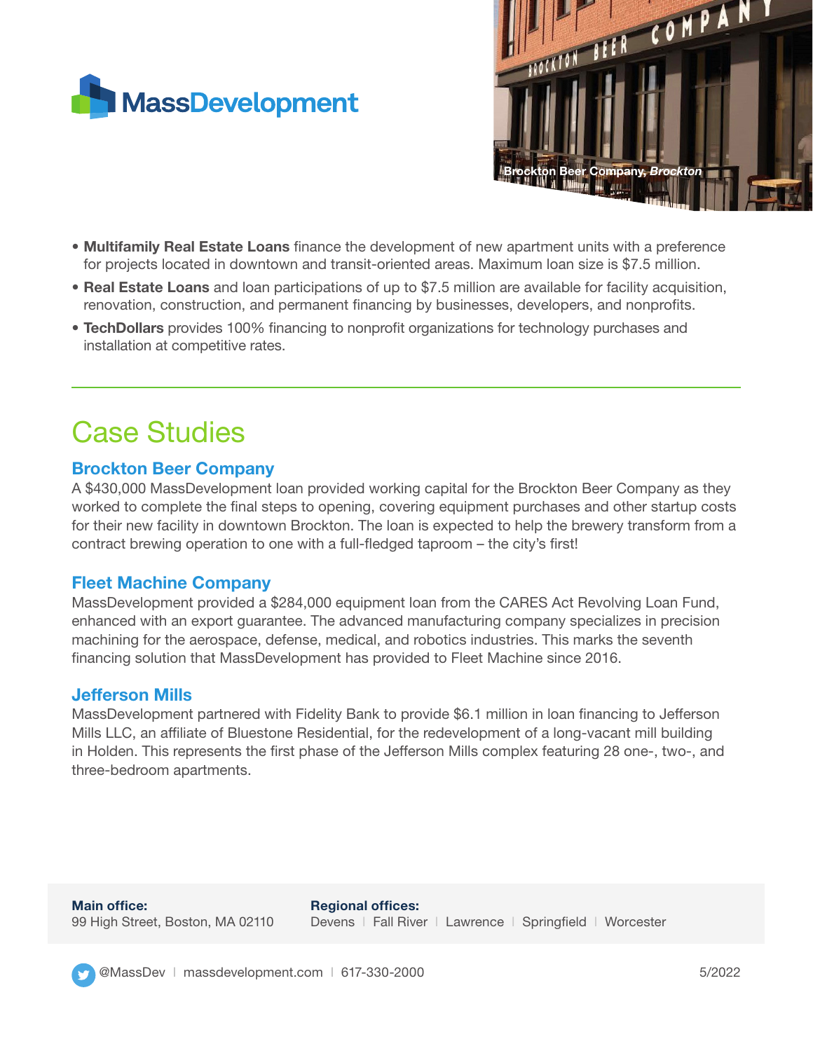MassDevelopment

Brockton Beer Company, *Brockton*

- **Multifamily Real Estate Loans** finance the development of new apartment units with a preference for projects located in downtown and transit-oriented areas. Maximum loan size is $7.5 million.
- **Real Estate Loans** and loan participations of up to $7.5 million are available for facility acquisition, renovation, construction, and permanent financing by businesses, developers, and nonprofits.
- **TechDollars** provides 100% financing to nonprofit organizations for technology purchases and installation at competitive rates.

## Case Studies

### Brockton Beer Company

A $430,000 MassDevelopment loan provided working capital for the Brockton Beer Company as they worked to complete the final steps to opening, covering equipment purchases and other startup costs for their new facility in downtown Brockton. The loan is expected to help the brewery transform from a contract brewing operation to one with a full-fledged taproom – the city's first!

### Fleet Machine Company

MassDevelopment provided a $284,000 equipment loan from the CARES Act Revolving Loan Fund, enhanced with an export guarantee. The advanced manufacturing company specializes in precision machining for the aerospace, defense, medical, and robotics industries. This marks the seventh financing solution that MassDevelopment has provided to Fleet Machine since 2016.

### Jefferson Mills

MassDevelopment partnered with Fidelity Bank to provide $6.1 million in loan financing to Jefferson Mills LLC, an affiliate of Bluestone Residential, for the redevelopment of a long-vacant mill building in Holden. This represents the first phase of the Jefferson Mills complex featuring 28 one-, two-, and three-bedroom apartments.

**Main office:**
99 High Street, Boston, MA 02110

**Regional offices:**
Devens | Fall River | Lawrence | Springfield | Worcester

@MassDev | massdevelopment.com | 617-330-2000

5/2022